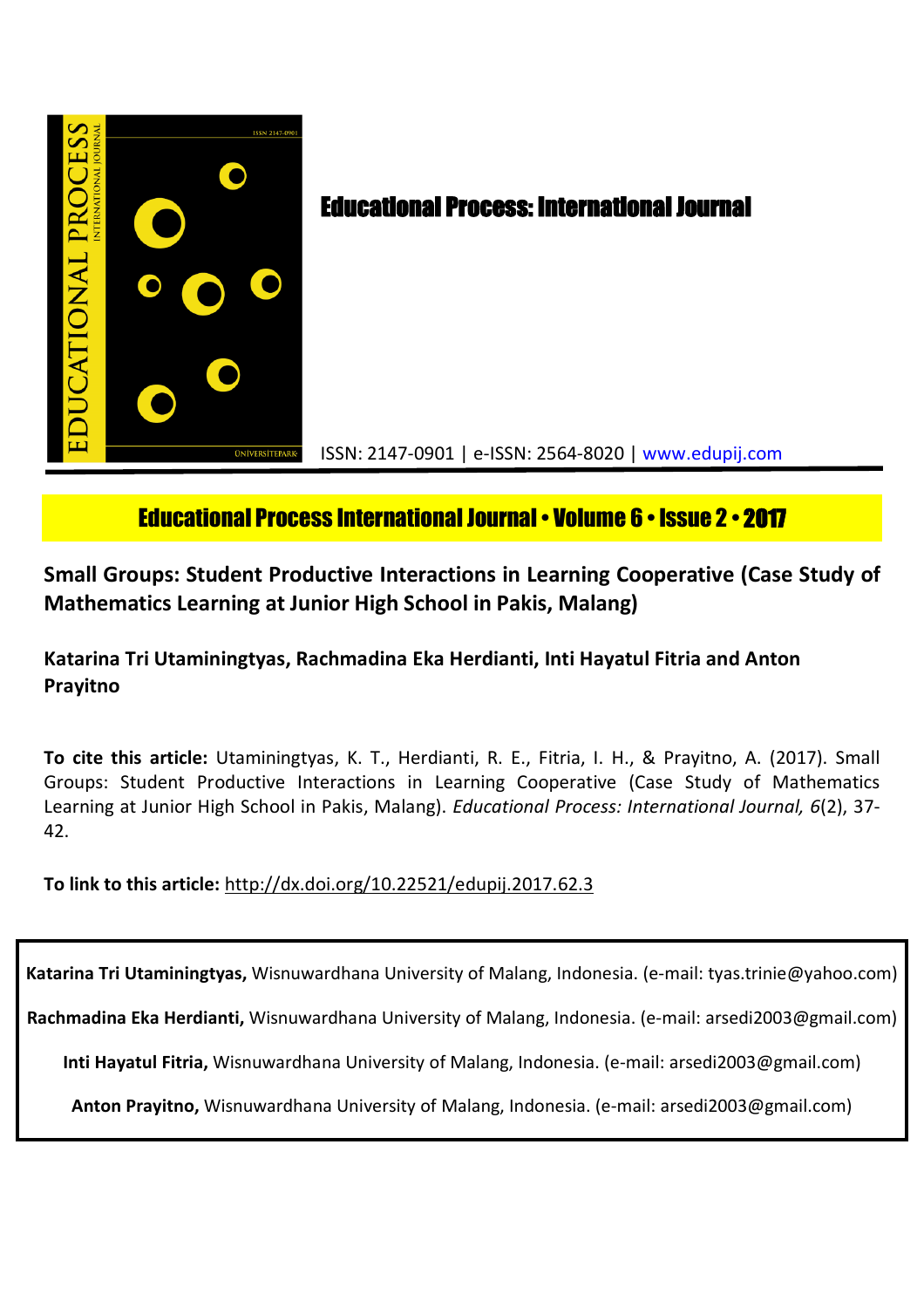# Educational Process: International Journal

ISSN: 2147-0901 | e-ISSN: 2564-8020 | www.edupij.com

**Educational Process International Journal • Volume 6 • Issue 2 • 2017**

## Small Groups: Student Productive Interactions in Learning Cooperative (Case Study of Mathematics Learning at Junior High School in Pakis, Malang)

**Katarina Tri Utaminingtyas, Rachmadina Eka Herdianti, Inti Hayatul Fitria and Anton Prayitno**

**To cite this article:** Utaminingtyas, K. T., Herdianti, R. E., Fitria, I. H., & Prayitno, A. (2017). Small Groups: Student Productive Interactions in Learning Cooperative (Case Study of Mathematics Learning at Junior High School in Pakis, Malang). *Educational Process: International Journal, 6*(2), 37-42.

**To link to this article:** http://dx.doi.org/10.22521/edupij.2017.62.3

**Katarina Tri Utaminingtyas,** Wisnuwardhana University of Malang, Indonesia. (e-mail: tyas.trinie@yahoo.com)

**Rachmadina Eka Herdianti,** Wisnuwardhana University of Malang, Indonesia. (e-mail: arsedi2003@gmail.com)

**Inti Hayatul Fitria,** Wisnuwardhana University of Malang, Indonesia. (e-mail: arsedi2003@gmail.com)

**Anton Prayitno,** Wisnuwardhana University of Malang, Indonesia. (e-mail: arsedi2003@gmail.com)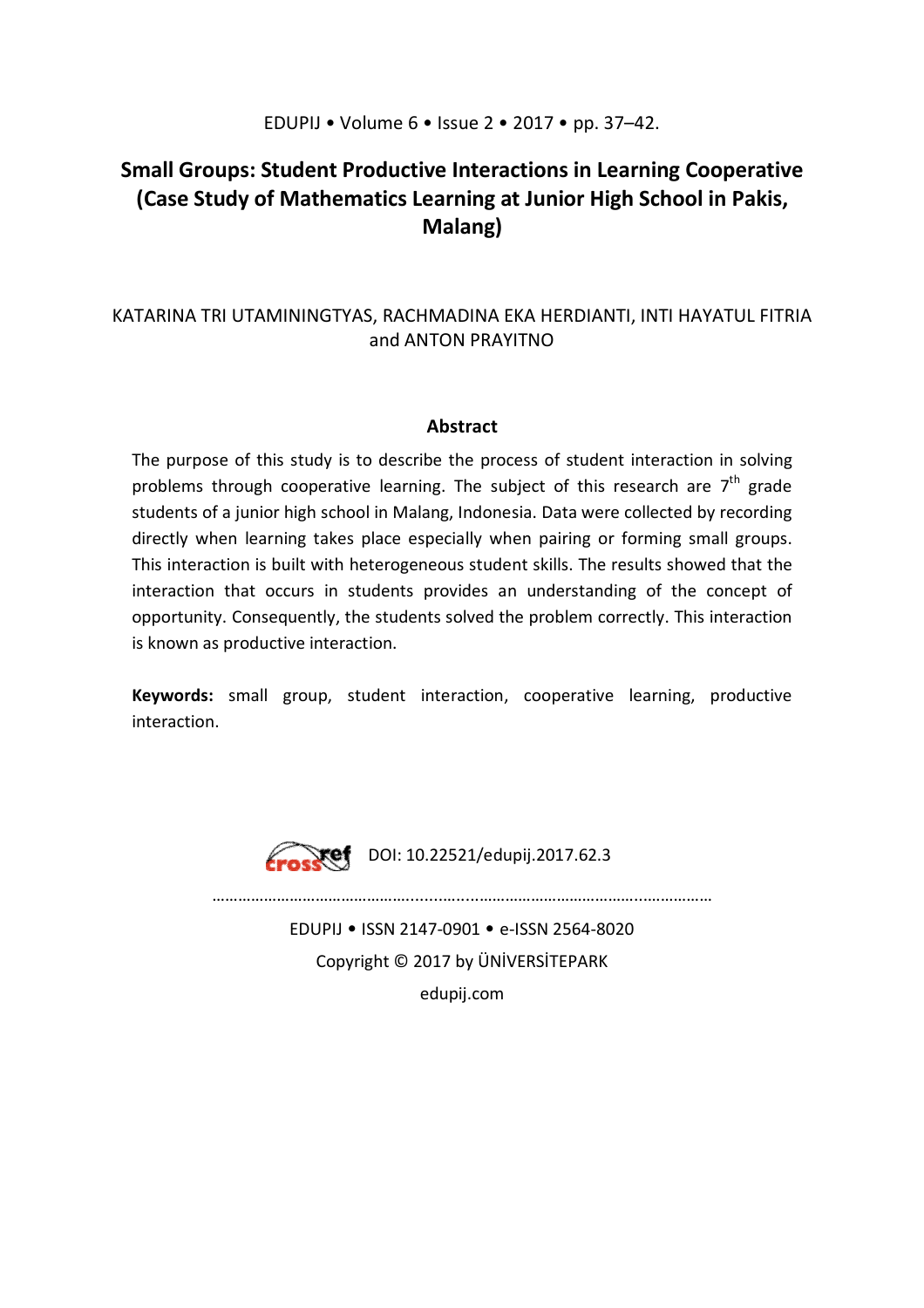# Small Groups: Student Productive Interactions in Learning Cooperative (Case Study of Mathematics Learning at Junior High School in Pakis, Malang)

KATARINA TRI UTAMININGTYAS, RACHMADINA EKA HERDIANTI, INTI HAYATUL FITRIA and ANTON PRAYITNO

## Abstract

The purpose of this study is to describe the process of student interaction in solving problems through cooperative learning. The subject of this research are 7th grade students of a junior high school in Malang, Indonesia. Data were collected by recording directly when learning takes place especially when pairing or forming small groups. This interaction is built with heterogeneous student skills. The results showed that the interaction that occurs in students provides an understanding of the concept of opportunity. Consequently, the students solved the problem correctly. This interaction is known as productive interaction.

**Keywords:** small group, student interaction, cooperative learning, productive interaction.

DOI: 10.22521/edupij.2017.62.3

EDUPIJ • ISSN 2147-0901 • e-ISSN 2564-8020

Copyright © 2017 by ÜNİVERSİTEPARK

edupij.com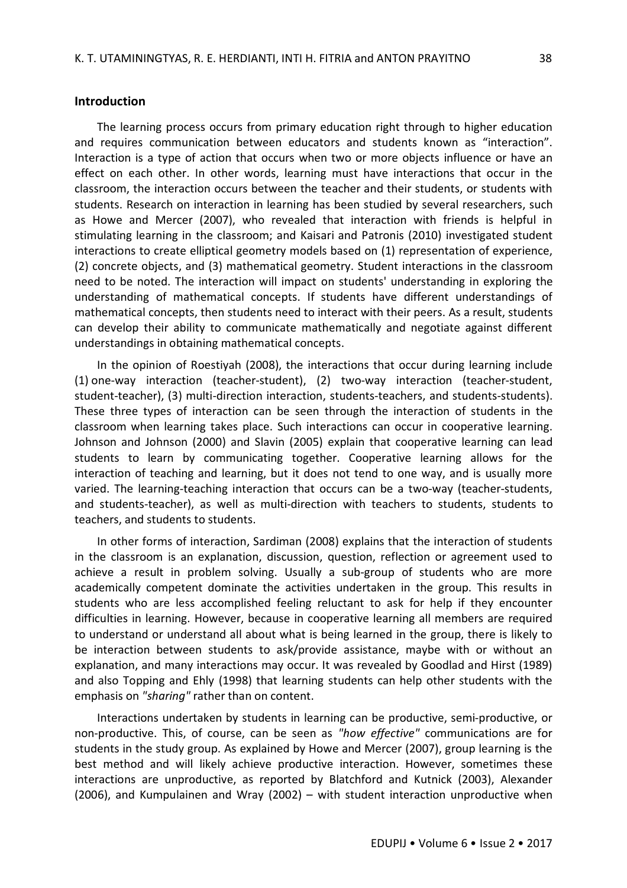## Introduction

The learning process occurs from primary education right through to higher education and requires communication between educators and students known as "interaction". Interaction is a type of action that occurs when two or more objects influence or have an effect on each other. In other words, learning must have interactions that occur in the classroom, the interaction occurs between the teacher and their students, or students with students. Research on interaction in learning has been studied by several researchers, such as Howe and Mercer (2007), who revealed that interaction with friends is helpful in stimulating learning in the classroom; and Kaisari and Patronis (2010) investigated student interactions to create elliptical geometry models based on (1) representation of experience, (2) concrete objects, and (3) mathematical geometry. Student interactions in the classroom need to be noted. The interaction will impact on students' understanding in exploring the understanding of mathematical concepts. If students have different understandings of mathematical concepts, then students need to interact with their peers. As a result, students can develop their ability to communicate mathematically and negotiate against different understandings in obtaining mathematical concepts.

In the opinion of Roestiyah (2008), the interactions that occur during learning include (1) one-way interaction (teacher-student), (2) two-way interaction (teacher-student, student-teacher), (3) multi-direction interaction, students-teachers, and students-students). These three types of interaction can be seen through the interaction of students in the classroom when learning takes place. Such interactions can occur in cooperative learning. Johnson and Johnson (2000) and Slavin (2005) explain that cooperative learning can lead students to learn by communicating together. Cooperative learning allows for the interaction of teaching and learning, but it does not tend to one way, and is usually more varied. The learning-teaching interaction that occurs can be a two-way (teacher-students, and students-teacher), as well as multi-direction with teachers to students, students to teachers, and students to students.

In other forms of interaction, Sardiman (2008) explains that the interaction of students in the classroom is an explanation, discussion, question, reflection or agreement used to achieve a result in problem solving. Usually a sub-group of students who are more academically competent dominate the activities undertaken in the group. This results in students who are less accomplished feeling reluctant to ask for help if they encounter difficulties in learning. However, because in cooperative learning all members are required to understand or understand all about what is being learned in the group, there is likely to be interaction between students to ask/provide assistance, maybe with or without an explanation, and many interactions may occur. It was revealed by Goodlad and Hirst (1989) and also Topping and Ehly (1998) that learning students can help other students with the emphasis on *"sharing"* rather than on content.

Interactions undertaken by students in learning can be productive, semi-productive, or non-productive. This, of course, can be seen as *"how effective"* communications are for students in the study group. As explained by Howe and Mercer (2007), group learning is the best method and will likely achieve productive interaction. However, sometimes these interactions are unproductive, as reported by Blatchford and Kutnick (2003), Alexander (2006), and Kumpulainen and Wray (2002) – with student interaction unproductive when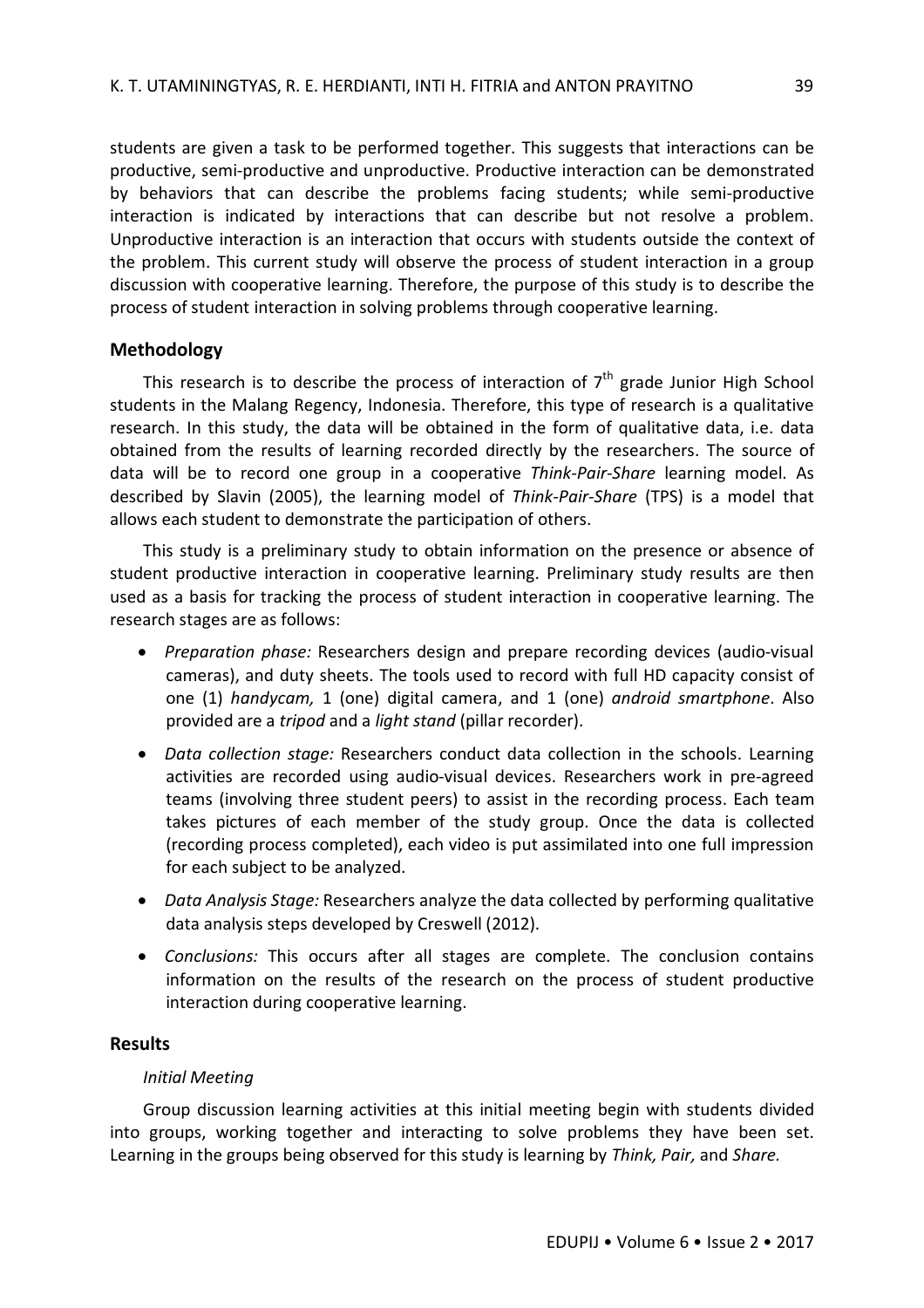students are given a task to be performed together. This suggests that interactions can be productive, semi-productive and unproductive. Productive interaction can be demonstrated by behaviors that can describe the problems facing students; while semi-productive interaction is indicated by interactions that can describe but not resolve a problem. Unproductive interaction is an interaction that occurs with students outside the context of the problem. This current study will observe the process of student interaction in a group discussion with cooperative learning. Therefore, the purpose of this study is to describe the process of student interaction in solving problems through cooperative learning.

## Methodology

This research is to describe the process of interaction of 7th grade Junior High School students in the Malang Regency, Indonesia. Therefore, this type of research is a qualitative research. In this study, the data will be obtained in the form of qualitative data, i.e. data obtained from the results of learning recorded directly by the researchers. The source of data will be to record one group in a cooperative *Think-Pair-Share* learning model. As described by Slavin (2005), the learning model of *Think-Pair-Share* (TPS) is a model that allows each student to demonstrate the participation of others.

This study is a preliminary study to obtain information on the presence or absence of student productive interaction in cooperative learning. Preliminary study results are then used as a basis for tracking the process of student interaction in cooperative learning. The research stages are as follows:

- *Preparation phase:* Researchers design and prepare recording devices (audio-visual cameras), and duty sheets. The tools used to record with full HD capacity consist of one (1) *handycam,* 1 (one) digital camera, and 1 (one) *android smartphone*. Also provided are a *tripod* and a *light stand* (pillar recorder).
- *Data collection stage:* Researchers conduct data collection in the schools. Learning activities are recorded using audio-visual devices. Researchers work in pre-agreed teams (involving three student peers) to assist in the recording process. Each team takes pictures of each member of the study group. Once the data is collected (recording process completed), each video is put assimilated into one full impression for each subject to be analyzed.
- *Data Analysis Stage:* Researchers analyze the data collected by performing qualitative data analysis steps developed by Creswell (2012).
- *Conclusions:* This occurs after all stages are complete. The conclusion contains information on the results of the research on the process of student productive interaction during cooperative learning.

## Results

*Initial Meeting*

Group discussion learning activities at this initial meeting begin with students divided into groups, working together and interacting to solve problems they have been set. Learning in the groups being observed for this study is learning by *Think, Pair,* and *Share.*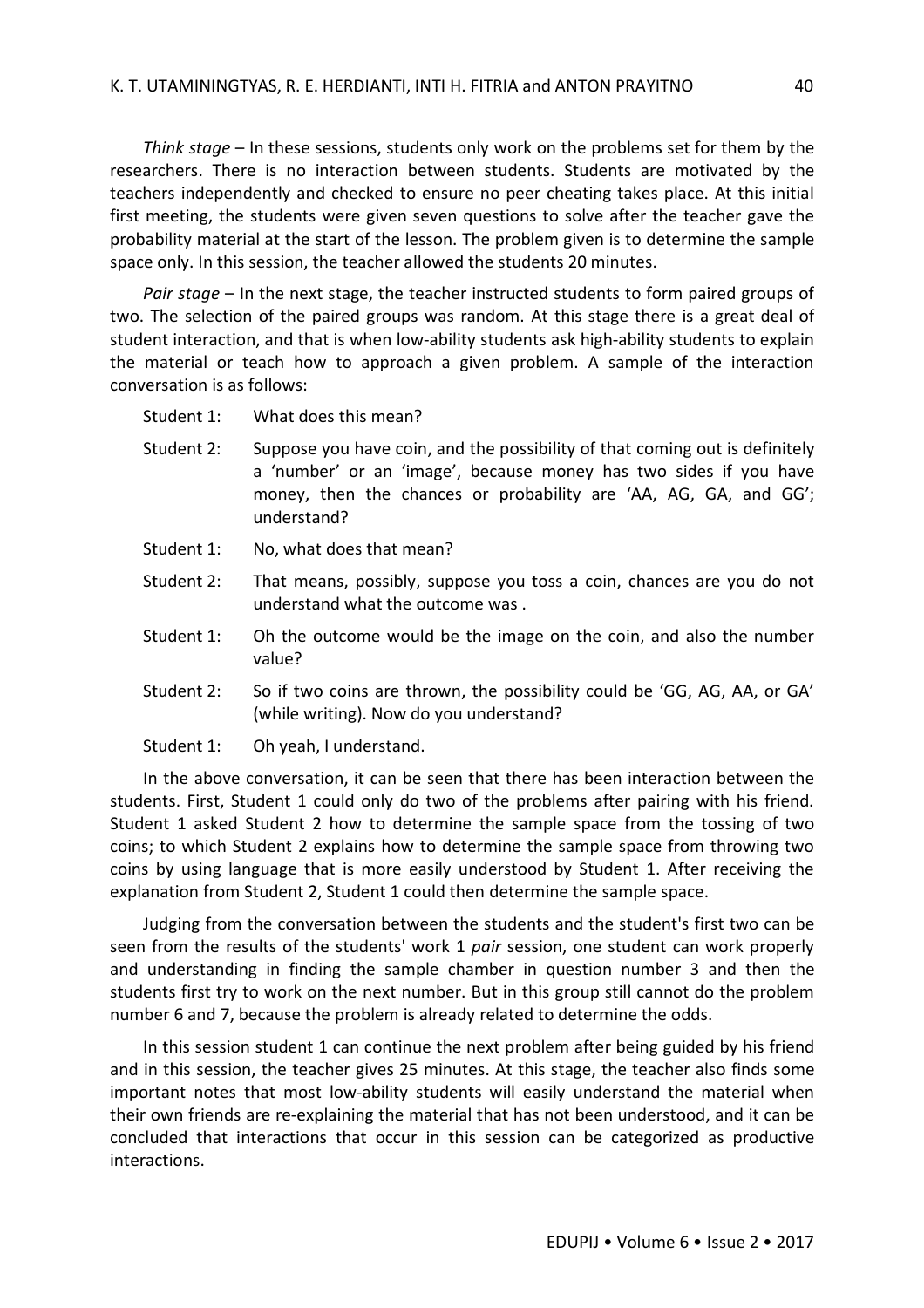*Think stage* – In these sessions, students only work on the problems set for them by the researchers. There is no interaction between students. Students are motivated by the teachers independently and checked to ensure no peer cheating takes place. At this initial first meeting, the students were given seven questions to solve after the teacher gave the probability material at the start of the lesson. The problem given is to determine the sample space only. In this session, the teacher allowed the students 20 minutes.

*Pair stage* – In the next stage, the teacher instructed students to form paired groups of two. The selection of the paired groups was random. At this stage there is a great deal of student interaction, and that is when low-ability students ask high-ability students to explain the material or teach how to approach a given problem. A sample of the interaction conversation is as follows:

Student 1: What does this mean?

Student 2: Suppose you have coin, and the possibility of that coming out is definitely a 'number' or an 'image', because money has two sides if you have money, then the chances or probability are 'AA, AG, GA, and GG'; understand?

Student 1: No, what does that mean?

Student 2: That means, possibly, suppose you toss a coin, chances are you do not understand what the outcome was .

Student 1: Oh the outcome would be the image on the coin, and also the number value?

Student 2: So if two coins are thrown, the possibility could be 'GG, AG, AA, or GA' (while writing). Now do you understand?

Student 1: Oh yeah, I understand.

In the above conversation, it can be seen that there has been interaction between the students. First, Student 1 could only do two of the problems after pairing with his friend. Student 1 asked Student 2 how to determine the sample space from the tossing of two coins; to which Student 2 explains how to determine the sample space from throwing two coins by using language that is more easily understood by Student 1. After receiving the explanation from Student 2, Student 1 could then determine the sample space.

Judging from the conversation between the students and the student's first two can be seen from the results of the students' work 1 *pair* session, one student can work properly and understanding in finding the sample chamber in question number 3 and then the students first try to work on the next number. But in this group still cannot do the problem number 6 and 7, because the problem is already related to determine the odds.

In this session student 1 can continue the next problem after being guided by his friend and in this session, the teacher gives 25 minutes. At this stage, the teacher also finds some important notes that most low-ability students will easily understand the material when their own friends are re-explaining the material that has not been understood, and it can be concluded that interactions that occur in this session can be categorized as productive interactions.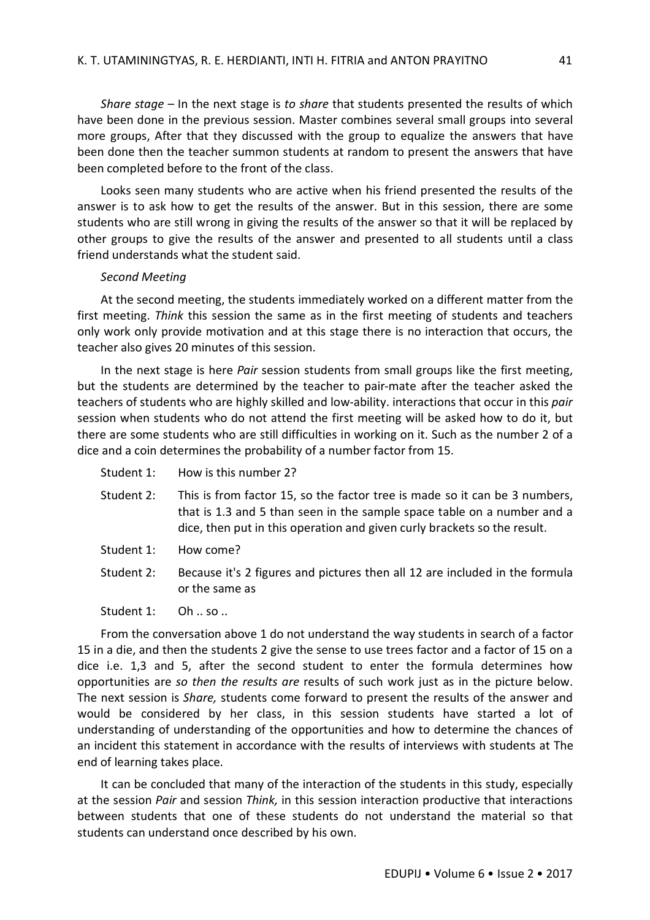*Share stage* – In the next stage is *to share* that students presented the results of which have been done in the previous session. Master combines several small groups into several more groups, After that they discussed with the group to equalize the answers that have been done then the teacher summon students at random to present the answers that have been completed before to the front of the class.

Looks seen many students who are active when his friend presented the results of the answer is to ask how to get the results of the answer. But in this session, there are some students who are still wrong in giving the results of the answer so that it will be replaced by other groups to give the results of the answer and presented to all students until a class friend understands what the student said.

*Second Meeting*

At the second meeting, the students immediately worked on a different matter from the first meeting. *Think* this session the same as in the first meeting of students and teachers only work only provide motivation and at this stage there is no interaction that occurs, the teacher also gives 20 minutes of this session.

In the next stage is here *Pair* session students from small groups like the first meeting, but the students are determined by the teacher to pair-mate after the teacher asked the teachers of students who are highly skilled and low-ability. interactions that occur in this *pair* session when students who do not attend the first meeting will be asked how to do it, but there are some students who are still difficulties in working on it. Such as the number 2 of a dice and a coin determines the probability of a number factor from 15.

Student 1: How is this number 2?

Student 2: This is from factor 15, so the factor tree is made so it can be 3 numbers, that is 1.3 and 5 than seen in the sample space table on a number and a dice, then put in this operation and given curly brackets so the result.

Student 1: How come?

Student 2: Because it's 2 figures and pictures then all 12 are included in the formula or the same as

Student 1: Oh .. so ..

From the conversation above 1 do not understand the way students in search of a factor 15 in a die, and then the students 2 give the sense to use trees factor and a factor of 15 on a dice i.e. 1,3 and 5, after the second student to enter the formula determines how opportunities are *so then the results are* results of such work just as in the picture below. The next session is *Share,* students come forward to present the results of the answer and would be considered by her class, in this session students have started a lot of understanding of understanding of the opportunities and how to determine the chances of an incident this statement in accordance with the results of interviews with students at The end of learning takes place.

It can be concluded that many of the interaction of the students in this study, especially at the session *Pair* and session *Think,* in this session interaction productive that interactions between students that one of these students do not understand the material so that students can understand once described by his own.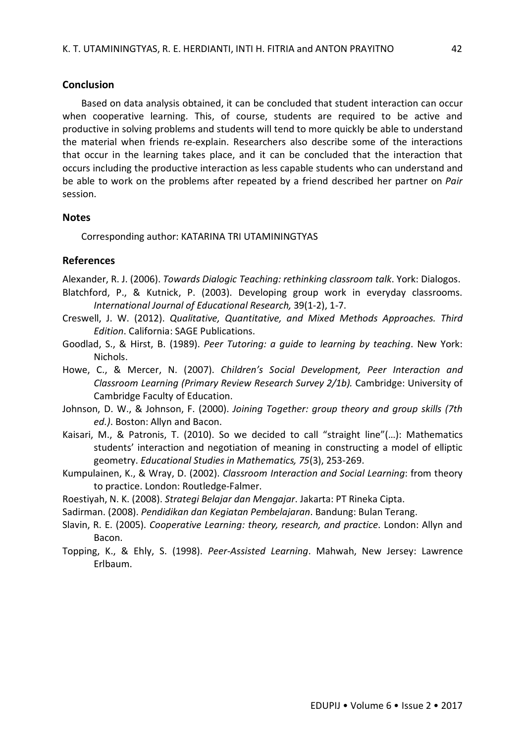## Conclusion

Based on data analysis obtained, it can be concluded that student interaction can occur when cooperative learning. This, of course, students are required to be active and productive in solving problems and students will tend to more quickly be able to understand the material when friends re-explain. Researchers also describe some of the interactions that occur in the learning takes place, and it can be concluded that the interaction that occurs including the productive interaction as less capable students who can understand and be able to work on the problems after repeated by a friend described her partner on *Pair* session.

## Notes

Corresponding author: KATARINA TRI UTAMININGTYAS

## References

Alexander, R. J. (2006). *Towards Dialogic Teaching: rethinking classroom talk*. York: Dialogos.

Blatchford, P., & Kutnick, P. (2003). Developing group work in everyday classrooms. *International Journal of Educational Research,* 39(1-2), 1-7.

Creswell, J. W. (2012). *Qualitative, Quantitative, and Mixed Methods Approaches. Third Edition*. California: SAGE Publications.

Goodlad, S., & Hirst, B. (1989). *Peer Tutoring: a guide to learning by teaching*. New York: Nichols.

Howe, C., & Mercer, N. (2007). *Children's Social Development, Peer Interaction and Classroom Learning (Primary Review Research Survey 2/1b).* Cambridge: University of Cambridge Faculty of Education.

Johnson, D. W., & Johnson, F. (2000). *Joining Together: group theory and group skills (7th ed.)*. Boston: Allyn and Bacon.

Kaisari, M., & Patronis, T. (2010). So we decided to call "straight line"(…): Mathematics students' interaction and negotiation of meaning in constructing a model of elliptic geometry. *Educational Studies in Mathematics, 75*(3), 253-269.

Kumpulainen, K., & Wray, D. (2002). *Classroom Interaction and Social Learning*: from theory to practice. London: Routledge-Falmer.

Roestiyah, N. K. (2008). *Strategi Belajar dan Mengajar*. Jakarta: PT Rineka Cipta.

Sadirman. (2008). *Pendidikan dan Kegiatan Pembelajaran*. Bandung: Bulan Terang.

Slavin, R. E. (2005). *Cooperative Learning: theory, research, and practice*. London: Allyn and Bacon.

Topping, K., & Ehly, S. (1998). *Peer-Assisted Learning*. Mahwah, New Jersey: Lawrence Erlbaum.